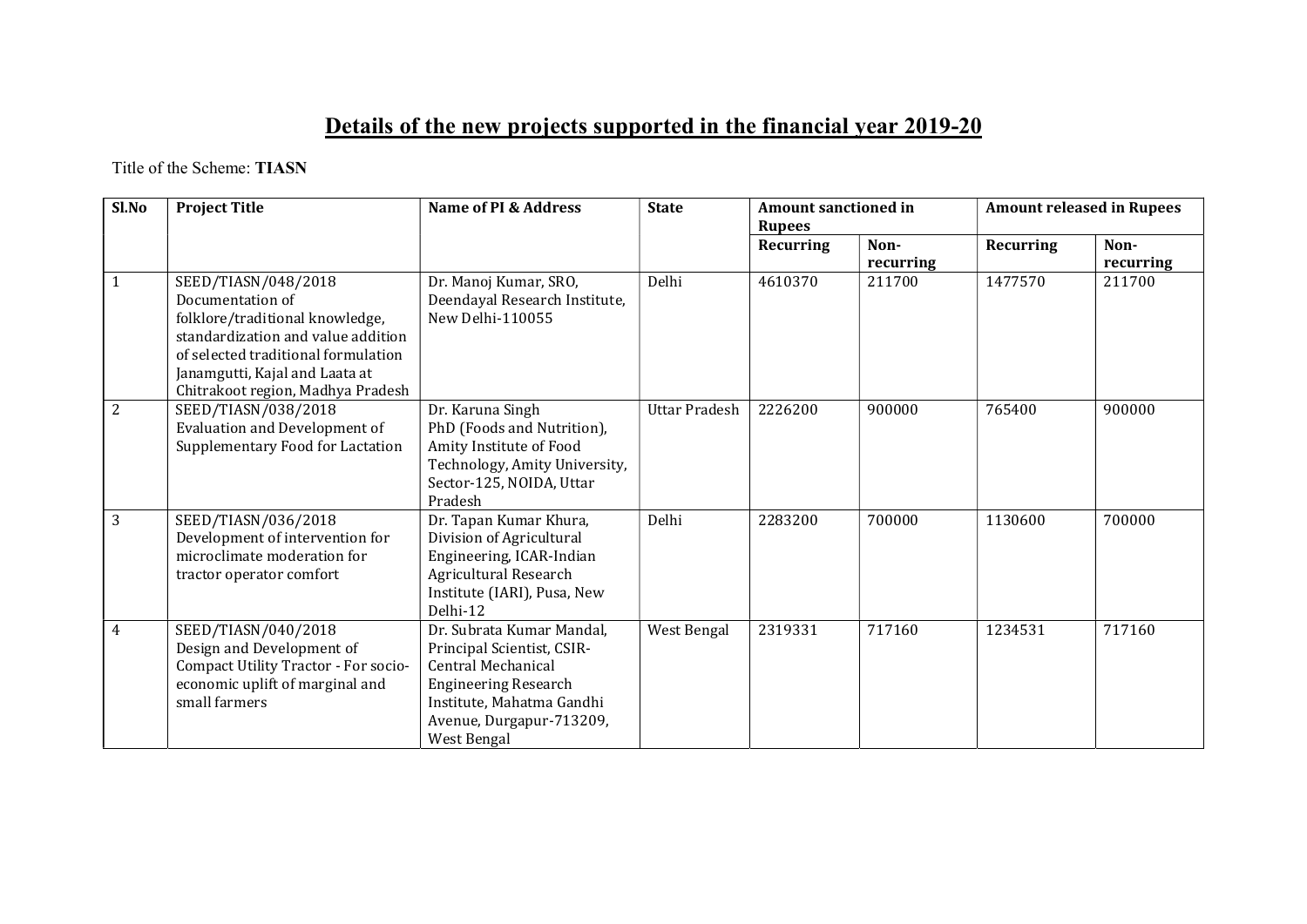# Details of the new projects supported in the financial year 2019-20

Title of the Scheme: **TIASN**

| Sl.No | Project Title | Name of PI & Address | State | Amount sanctioned in Rupees | | Amount released in Rupees | |
|---|---|---|---|---|---|---|---|
| | | | | Recurring | Non-recurring | Recurring | Non-recurring |
| 1 | SEED/TIASN/048/2018 Documentation of folklore/traditional knowledge, standardization and value addition of selected traditional formulation Janamgutti, Kajal and Laata at Chitrakoot region, Madhya Pradesh | Dr. Manoj Kumar, SRO, Deendayal Research Institute, New Delhi-110055 | Delhi | 4610370 | 211700 | 1477570 | 211700 |
| 2 | SEED/TIASN/038/2018 Evaluation and Development of Supplementary Food for Lactation | Dr. Karuna Singh PhD (Foods and Nutrition), Amity Institute of Food Technology, Amity University, Sector-125, NOIDA, Uttar Pradesh | Uttar Pradesh | 2226200 | 900000 | 765400 | 900000 |
| 3 | SEED/TIASN/036/2018 Development of intervention for microclimate moderation for tractor operator comfort | Dr. Tapan Kumar Khura, Division of Agricultural Engineering, ICAR-Indian Agricultural Research Institute (IARI), Pusa, New Delhi-12 | Delhi | 2283200 | 700000 | 1130600 | 700000 |
| 4 | SEED/TIASN/040/2018 Design and Development of Compact Utility Tractor - For socio-economic uplift of marginal and small farmers | Dr. Subrata Kumar Mandal, Principal Scientist, CSIR-Central Mechanical Engineering Research Institute, Mahatma Gandhi Avenue, Durgapur-713209, West Bengal | West Bengal | 2319331 | 717160 | 1234531 | 717160 |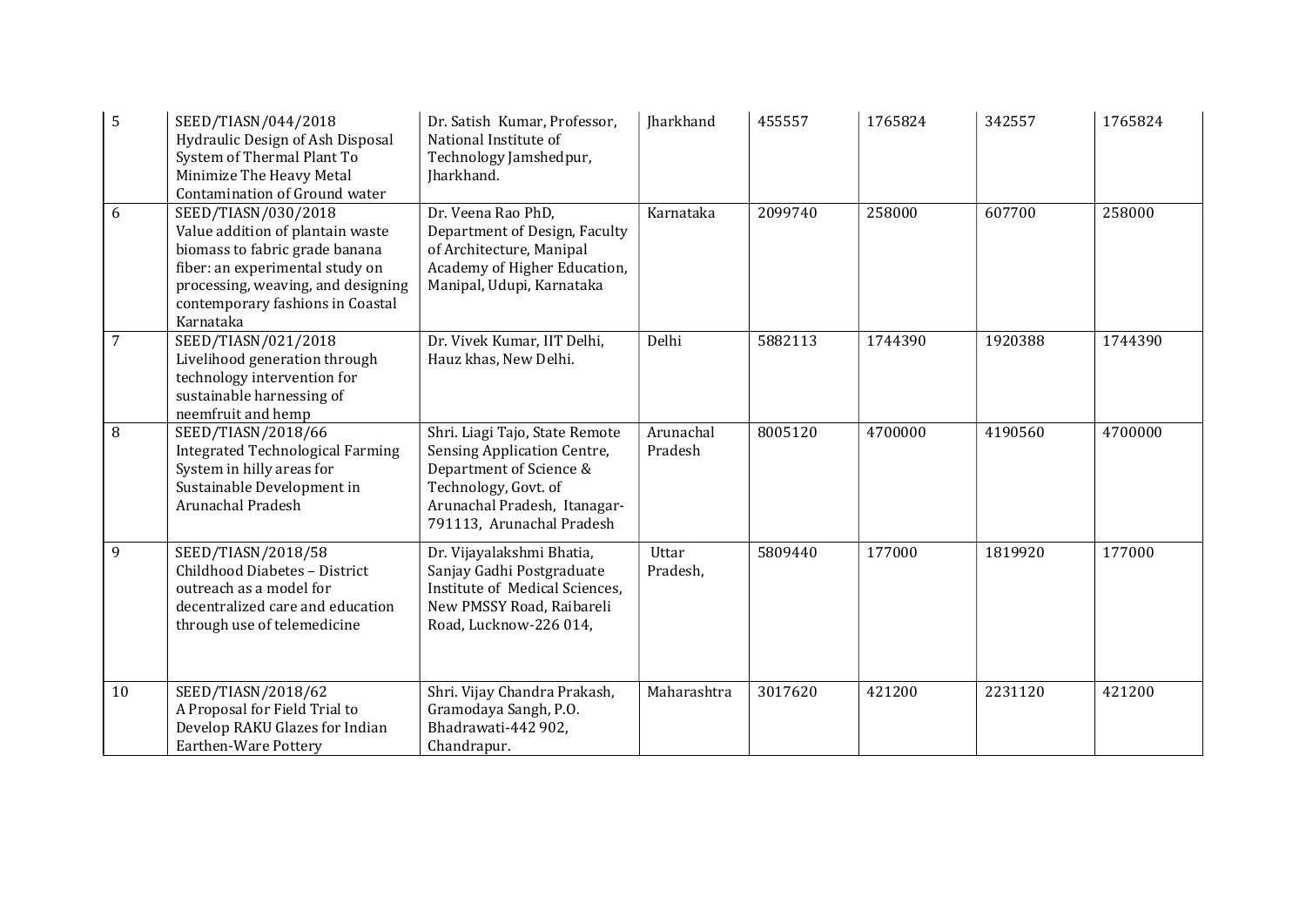| | | | | | | | |
|---|---|---|---|---|---|---|---|
| 5 | SEED/TIASN/044/2018 Hydraulic Design of Ash Disposal System of Thermal Plant To Minimize The Heavy Metal Contamination of Ground water | Dr. Satish Kumar, Professor, National Institute of Technology Jamshedpur, Jharkhand. | Jharkhand | 455557 | 1765824 | 342557 | 1765824 |
| 6 | SEED/TIASN/030/2018 Value addition of plantain waste biomass to fabric grade banana fiber: an experimental study on processing, weaving, and designing contemporary fashions in Coastal Karnataka | Dr. Veena Rao PhD, Department of Design, Faculty of Architecture, Manipal Academy of Higher Education, Manipal, Udupi, Karnataka | Karnataka | 2099740 | 258000 | 607700 | 258000 |
| 7 | SEED/TIASN/021/2018 Livelihood generation through technology intervention for sustainable harnessing of neemfruit and hemp | Dr. Vivek Kumar, IIT Delhi, Hauz khas, New Delhi. | Delhi | 5882113 | 1744390 | 1920388 | 1744390 |
| 8 | SEED/TIASN/2018/66 Integrated Technological Farming System in hilly areas for Sustainable Development in Arunachal Pradesh | Shri. Liagi Tajo, State Remote Sensing Application Centre, Department of Science & Technology, Govt. of Arunachal Pradesh, Itanagar-791113, Arunachal Pradesh | Arunachal Pradesh | 8005120 | 4700000 | 4190560 | 4700000 |
| 9 | SEED/TIASN/2018/58 Childhood Diabetes – District outreach as a model for decentralized care and education through use of telemedicine | Dr. Vijayalakshmi Bhatia, Sanjay Gadhi Postgraduate Institute of Medical Sciences, New PMSSY Road, Raibareli Road, Lucknow-226 014, | Uttar Pradesh, | 5809440 | 177000 | 1819920 | 177000 |
| 10 | SEED/TIASN/2018/62 A Proposal for Field Trial to Develop RAKU Glazes for Indian Earthen-Ware Pottery | Shri. Vijay Chandra Prakash, Gramodaya Sangh, P.O. Bhadrawati-442 902, Chandrapur. | Maharashtra | 3017620 | 421200 | 2231120 | 421200 |